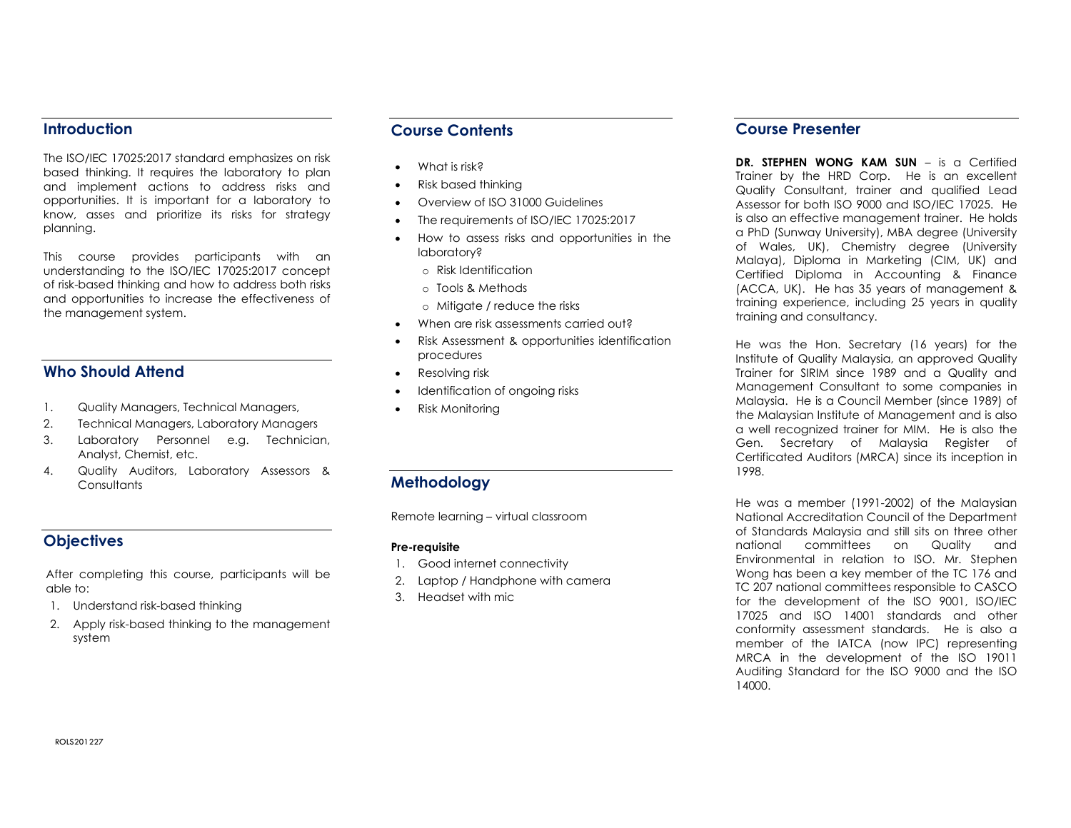## Introduction

The ISO/IEC 17025:2017 standard emphasizes on risk based thinking. It requires the laboratory to plan and implement actions to address risks and opportunities. It is important for a laboratory to know, asses and prioritize its risks for strategy planning.

This course provides participants with an understanding to the ISO/IEC 17025:2017 concept of risk-based thinking and how to address both risks and opportunities to increase the effectiveness of the management system.

## Who Should Attend

1. Quality Managers, Technical Managers,
2. Technical Managers, Laboratory Managers
3. Laboratory Personnel e.g. Technician, Analyst, Chemist, etc.
4. Quality Auditors, Laboratory Assessors & Consultants

## Objectives

After completing this course, participants will be able to:

1. Understand risk-based thinking
2. Apply risk-based thinking to the management system

## Course Contents

- What is risk?
- Risk based thinking
- Overview of ISO 31000 Guidelines
- The requirements of ISO/IEC 17025:2017
- How to assess risks and opportunities in the laboratory?
  - Risk Identification
  - Tools & Methods
  - Mitigate / reduce the risks
- When are risk assessments carried out?
- Risk Assessment & opportunities identification procedures
- Resolving risk
- Identification of ongoing risks
- Risk Monitoring

## Methodology

Remote learning – virtual classroom

**Pre-requisite**

1. Good internet connectivity
2. Laptop / Handphone with camera
3. Headset with mic

## Course Presenter

**DR. STEPHEN WONG KAM SUN** – is a Certified Trainer by the HRD Corp. He is an excellent Quality Consultant, trainer and qualified Lead Assessor for both ISO 9000 and ISO/IEC 17025. He is also an effective management trainer. He holds a PhD (Sunway University), MBA degree (University of Wales, UK), Chemistry degree (University Malaya), Diploma in Marketing (CIM, UK) and Certified Diploma in Accounting & Finance (ACCA, UK). He has 35 years of management & training experience, including 25 years in quality training and consultancy.

He was the Hon. Secretary (16 years) for the Institute of Quality Malaysia, an approved Quality Trainer for SIRIM since 1989 and a Quality and Management Consultant to some companies in Malaysia. He is a Council Member (since 1989) of the Malaysian Institute of Management and is also a well recognized trainer for MIM. He is also the Gen. Secretary of Malaysia Register of Certificated Auditors (MRCA) since its inception in 1998.

He was a member (1991-2002) of the Malaysian National Accreditation Council of the Department of Standards Malaysia and still sits on three other national committees on Quality and Environmental in relation to ISO. Mr. Stephen Wong has been a key member of the TC 176 and TC 207 national committees responsible to CASCO for the development of the ISO 9001, ISO/IEC 17025 and ISO 14001 standards and other conformity assessment standards. He is also a member of the IATCA (now IPC) representing MRCA in the development of the ISO 19011 Auditing Standard for the ISO 9000 and the ISO 14000.

ROLS201227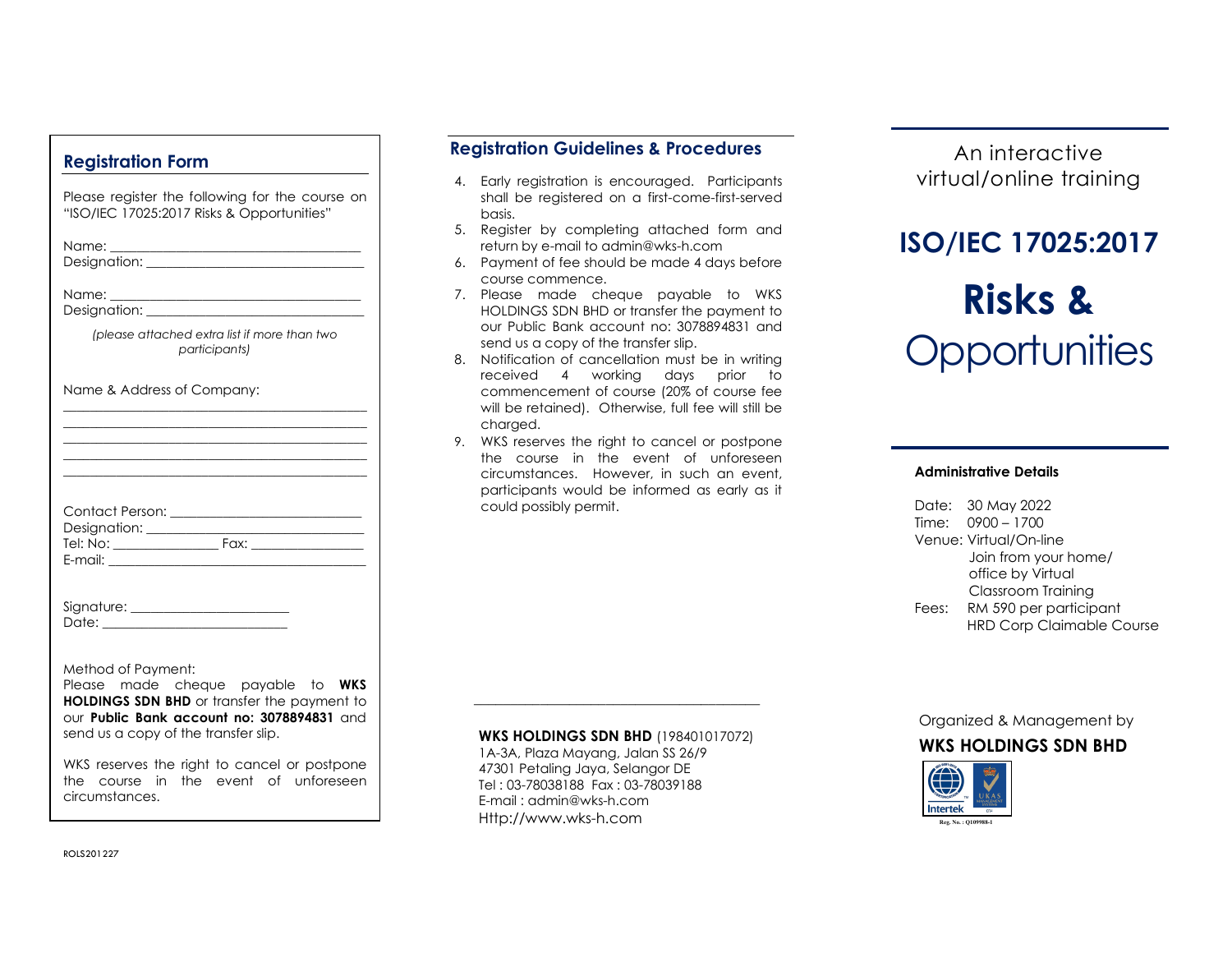## Registration Form

Please register the following for the course on "ISO/IEC 17025:2017 Risks & Opportunities"

Name: ___________________________________
Designation: _______________________________

Name: ___________________________________
Designation: _______________________________

*(please attached extra list if more than two participants)*

Name & Address of Company:

_____________________________________________
_____________________________________________
_____________________________________________
_____________________________________________
_____________________________________________

Contact Person: ____________________________
Designation: _______________________________
Tel: No: _______________ Fax: ________________
E-mail: ____________________________________

Signature: ______________________
Date: _________________________

Method of Payment:
Please made cheque payable to **WKS HOLDINGS SDN BHD** or transfer the payment to our **Public Bank account no: 3078894831** and send us a copy of the transfer slip.

WKS reserves the right to cancel or postpone the course in the event of unforeseen circumstances.

ROLS201227

## Registration Guidelines & Procedures

4. Early registration is encouraged. Participants shall be registered on a first-come-first-served basis.
5. Register by completing attached form and return by e-mail to admin@wks-h.com
6. Payment of fee should be made 4 days before course commence.
7. Please made cheque payable to WKS HOLDINGS SDN BHD or transfer the payment to our Public Bank account no: 3078894831 and send us a copy of the transfer slip.
8. Notification of cancellation must be in writing received 4 working days prior to commencement of course (20% of course fee will be retained). Otherwise, full fee will still be charged.
9. WKS reserves the right to cancel or postpone the course in the event of unforeseen circumstances. However, in such an event, participants would be informed as early as it could possibly permit.

**WKS HOLDINGS SDN BHD** (198401017072)
1A-3A, Plaza Mayang, Jalan SS 26/9
47301 Petaling Jaya, Selangor DE
Tel : 03-78038188 Fax : 03-78039188
E-mail : admin@wks-h.com
Http://www.wks-h.com

An interactive virtual/online training

# ISO/IEC 17025:2017

# Risks & Opportunities

**Administrative Details**

Date: 30 May 2022
Time: 0900 – 1700
Venue: Virtual/On-line
Join from your home/ office by Virtual Classroom Training
Fees: RM 590 per participant
HRD Corp Claimable Course

Organized & Management by

**WKS HOLDINGS SDN BHD**

Reg. No. : Q109988-1